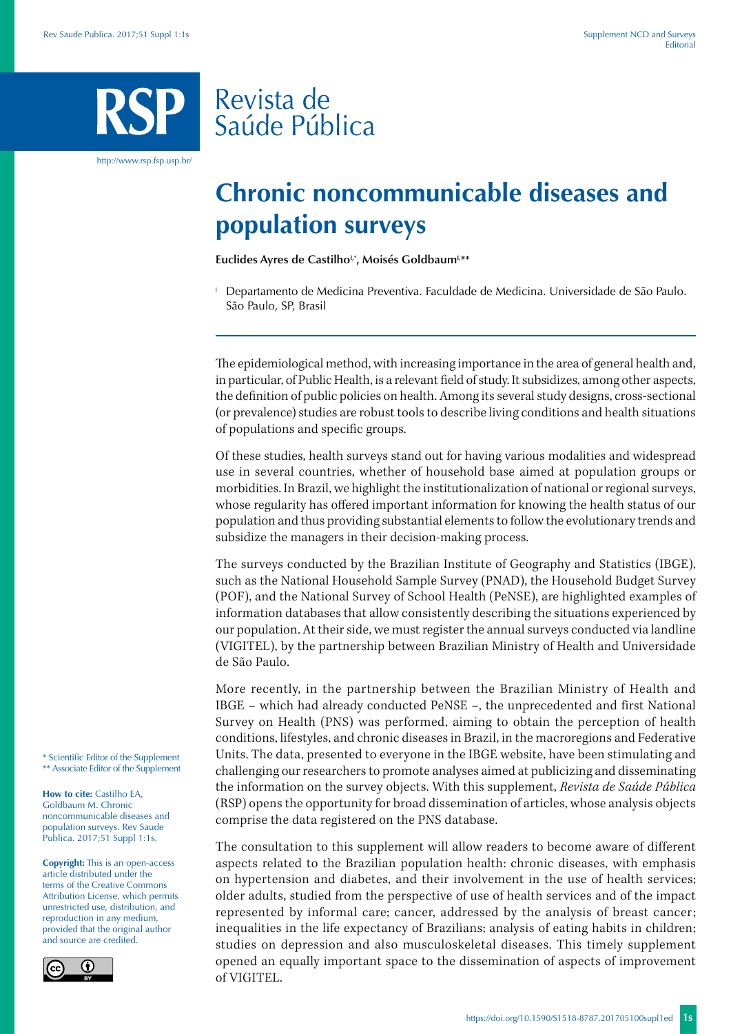# Chronic noncommunicable diseases and population surveys

**Euclides Ayres de Castilho[I,*], Moisés Goldbaum[I,**]**

[I] Departamento de Medicina Preventiva. Faculdade de Medicina. Universidade de São Paulo. São Paulo, SP, Brasil

\* Scientific Editor of the Supplement
\*\* Associate Editor of the Supplement

**How to cite:** Castilho EA, Goldbaum M. Chronic noncommunicable diseases and population surveys. Rev Saude Publica. 2017;51 Suppl 1:1s.

**Copyright:** This is an open-access article distributed under the terms of the Creative Commons Attribution License, which permits unrestricted use, distribution, and reproduction in any medium, provided that the original author and source are credited.

The epidemiological method, with increasing importance in the area of general health and, in particular, of Public Health, is a relevant field of study. It subsidizes, among other aspects, the definition of public policies on health. Among its several study designs, cross-sectional (or prevalence) studies are robust tools to describe living conditions and health situations of populations and specific groups.

Of these studies, health surveys stand out for having various modalities and widespread use in several countries, whether of household base aimed at population groups or morbidities. In Brazil, we highlight the institutionalization of national or regional surveys, whose regularity has offered important information for knowing the health status of our population and thus providing substantial elements to follow the evolutionary trends and subsidize the managers in their decision-making process.

The surveys conducted by the Brazilian Institute of Geography and Statistics (IBGE), such as the National Household Sample Survey (PNAD), the Household Budget Survey (POF), and the National Survey of School Health (PeNSE), are highlighted examples of information databases that allow consistently describing the situations experienced by our population. At their side, we must register the annual surveys conducted via landline (VIGITEL), by the partnership between Brazilian Ministry of Health and Universidade de São Paulo.

More recently, in the partnership between the Brazilian Ministry of Health and IBGE – which had already conducted PeNSE –, the unprecedented and first National Survey on Health (PNS) was performed, aiming to obtain the perception of health conditions, lifestyles, and chronic diseases in Brazil, in the macroregions and Federative Units. The data, presented to everyone in the IBGE website, have been stimulating and challenging our researchers to promote analyses aimed at publicizing and disseminating the information on the survey objects. With this supplement, *Revista de Saúde Pública* (RSP) opens the opportunity for broad dissemination of articles, whose analysis objects comprise the data registered on the PNS database.

The consultation to this supplement will allow readers to become aware of different aspects related to the Brazilian population health: chronic diseases, with emphasis on hypertension and diabetes, and their involvement in the use of health services; older adults, studied from the perspective of use of health services and of the impact represented by informal care; cancer, addressed by the analysis of breast cancer; inequalities in the life expectancy of Brazilians; analysis of eating habits in children; studies on depression and also musculoskeletal diseases. This timely supplement opened an equally important space to the dissemination of aspects of improvement of VIGITEL.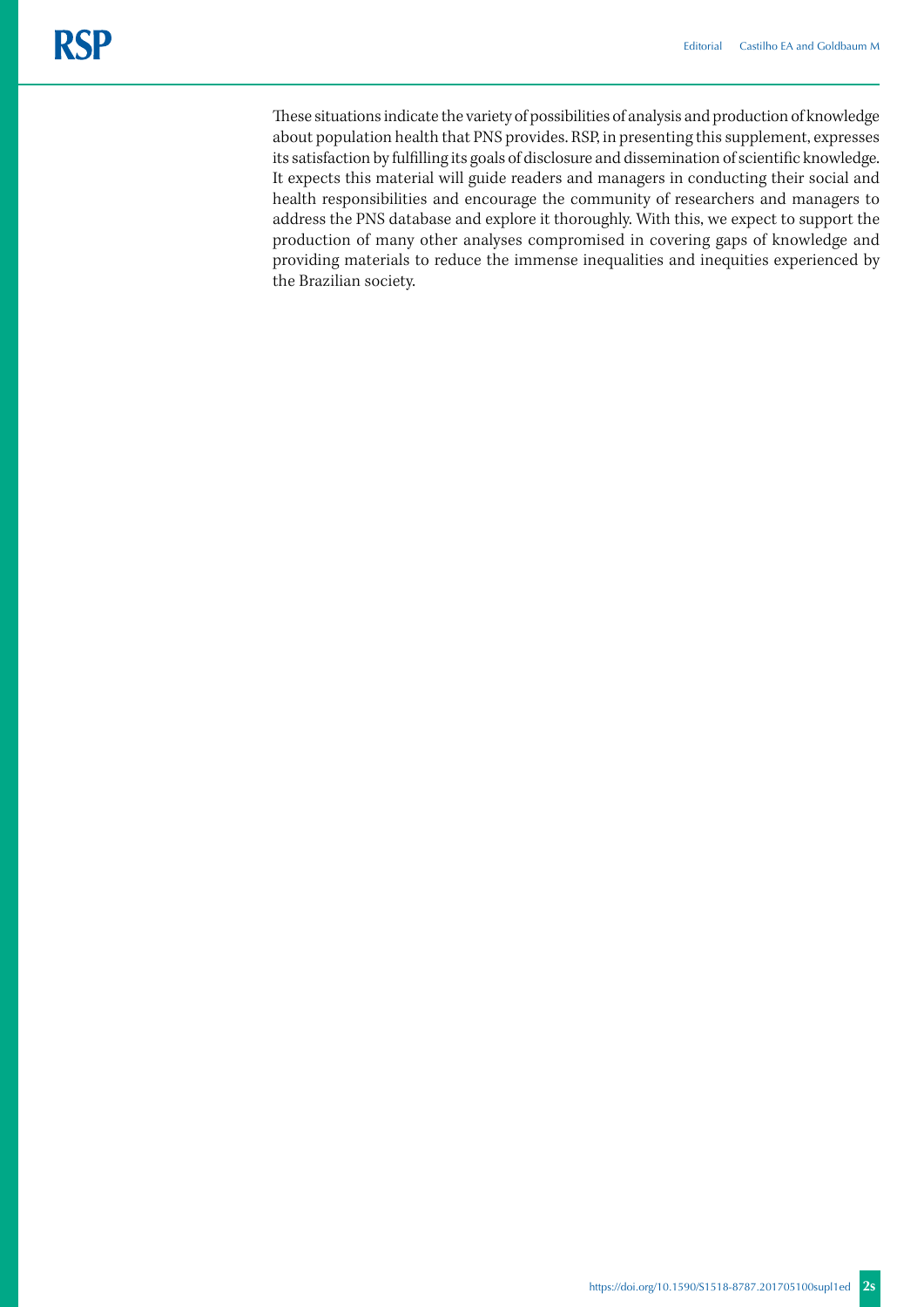These situations indicate the variety of possibilities of analysis and production of knowledge about population health that PNS provides. RSP, in presenting this supplement, expresses its satisfaction by fulfilling its goals of disclosure and dissemination of scientific knowledge. It expects this material will guide readers and managers in conducting their social and health responsibilities and encourage the community of researchers and managers to address the PNS database and explore it thoroughly. With this, we expect to support the production of many other analyses compromised in covering gaps of knowledge and providing materials to reduce the immense inequalities and inequities experienced by the Brazilian society.